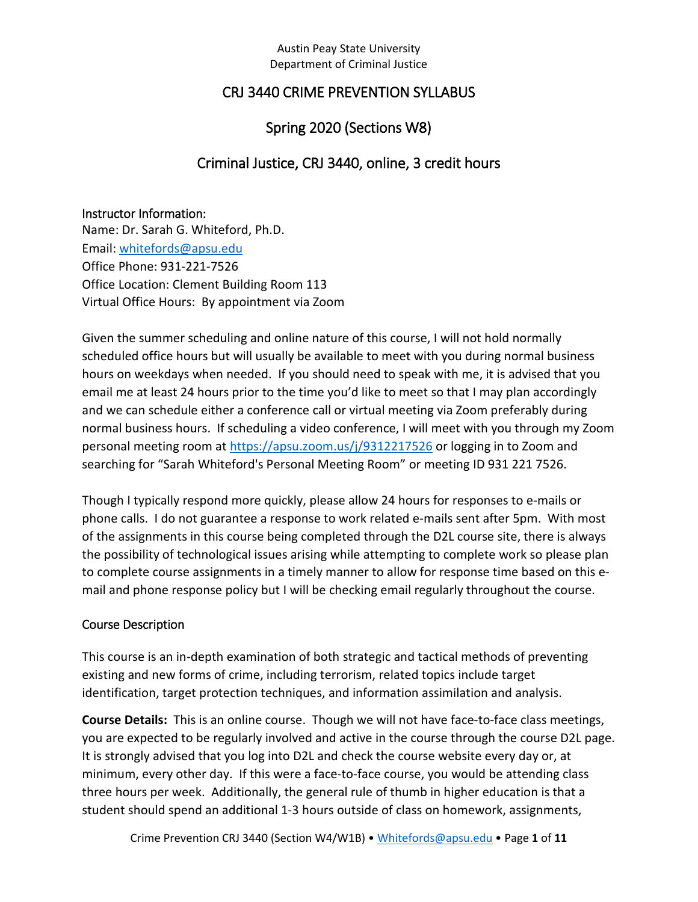Austin Peay State University
Department of Criminal Justice

# CRJ 3440 CRIME PREVENTION SYLLABUS

## Spring 2020 (Sections W8)

## Criminal Justice, CRJ 3440, online, 3 credit hours

### Instructor Information:

Name: Dr. Sarah G. Whiteford, Ph.D.
Email: [whitefords@apsu.edu](mailto:whitefords@apsu.edu)
Office Phone: 931-221-7526
Office Location: Clement Building Room 113
Virtual Office Hours: By appointment via Zoom

Given the summer scheduling and online nature of this course, I will not hold normally scheduled office hours but will usually be available to meet with you during normal business hours on weekdays when needed. If you should need to speak with me, it is advised that you email me at least 24 hours prior to the time you'd like to meet so that I may plan accordingly and we can schedule either a conference call or virtual meeting via Zoom preferably during normal business hours. If scheduling a video conference, I will meet with you through my Zoom personal meeting room at [https://apsu.zoom.us/j/9312217526](https://apsu.zoom.us/j/9312217526) or logging in to Zoom and searching for "Sarah Whiteford's Personal Meeting Room" or meeting ID 931 221 7526.

Though I typically respond more quickly, please allow 24 hours for responses to e-mails or phone calls. I do not guarantee a response to work related e-mails sent after 5pm. With most of the assignments in this course being completed through the D2L course site, there is always the possibility of technological issues arising while attempting to complete work so please plan to complete course assignments in a timely manner to allow for response time based on this e-mail and phone response policy but I will be checking email regularly throughout the course.

### Course Description

This course is an in-depth examination of both strategic and tactical methods of preventing existing and new forms of crime, including terrorism, related topics include target identification, target protection techniques, and information assimilation and analysis.

**Course Details:** This is an online course. Though we will not have face-to-face class meetings, you are expected to be regularly involved and active in the course through the course D2L page. It is strongly advised that you log into D2L and check the course website every day or, at minimum, every other day. If this were a face-to-face course, you would be attending class three hours per week. Additionally, the general rule of thumb in higher education is that a student should spend an additional 1-3 hours outside of class on homework, assignments,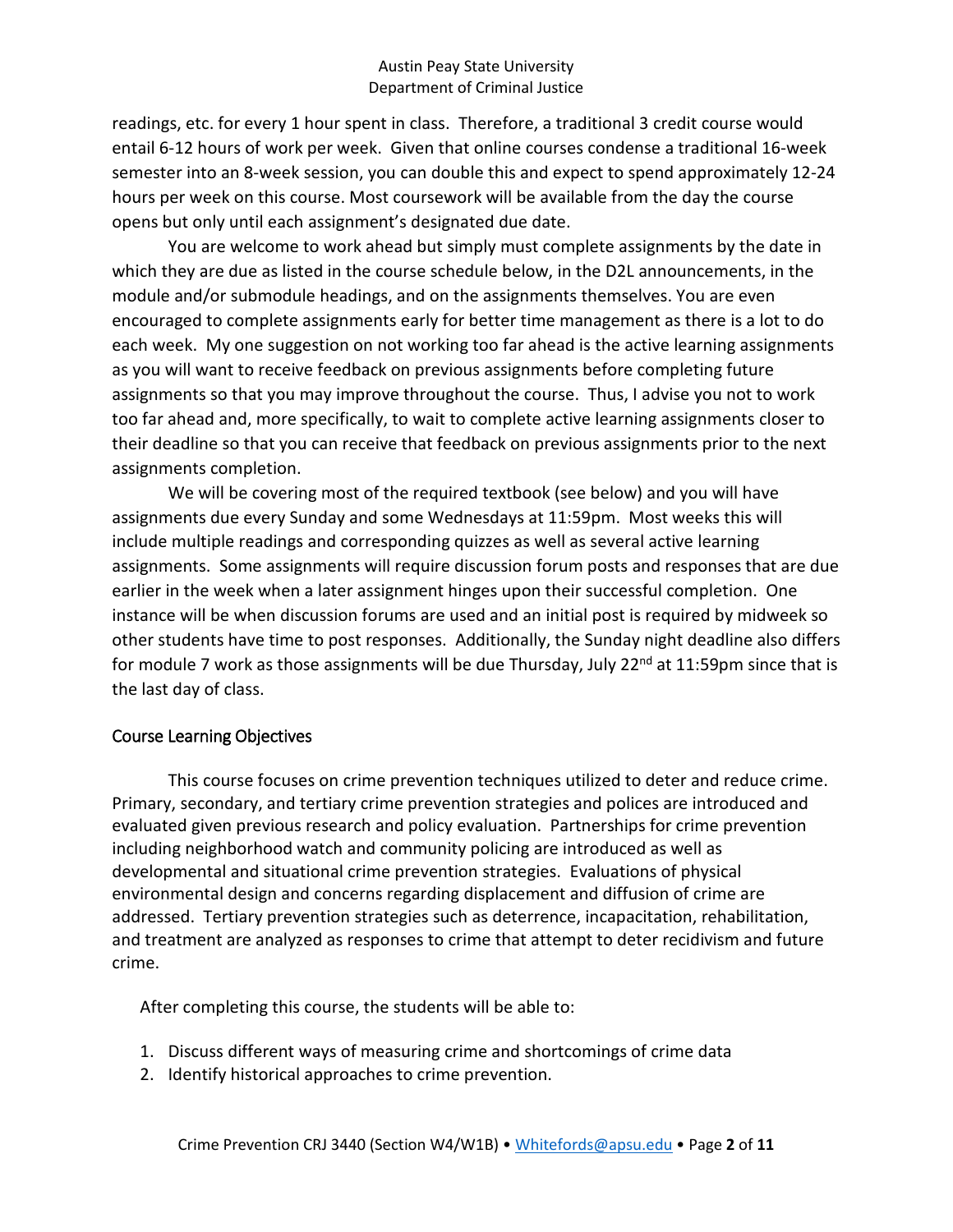readings, etc. for every 1 hour spent in class. Therefore, a traditional 3 credit course would entail 6-12 hours of work per week. Given that online courses condense a traditional 16-week semester into an 8-week session, you can double this and expect to spend approximately 12-24 hours per week on this course. Most coursework will be available from the day the course opens but only until each assignment's designated due date.

You are welcome to work ahead but simply must complete assignments by the date in which they are due as listed in the course schedule below, in the D2L announcements, in the module and/or submodule headings, and on the assignments themselves. You are even encouraged to complete assignments early for better time management as there is a lot to do each week. My one suggestion on not working too far ahead is the active learning assignments as you will want to receive feedback on previous assignments before completing future assignments so that you may improve throughout the course. Thus, I advise you not to work too far ahead and, more specifically, to wait to complete active learning assignments closer to their deadline so that you can receive that feedback on previous assignments prior to the next assignments completion.

We will be covering most of the required textbook (see below) and you will have assignments due every Sunday and some Wednesdays at 11:59pm. Most weeks this will include multiple readings and corresponding quizzes as well as several active learning assignments. Some assignments will require discussion forum posts and responses that are due earlier in the week when a later assignment hinges upon their successful completion. One instance will be when discussion forums are used and an initial post is required by midweek so other students have time to post responses. Additionally, the Sunday night deadline also differs for module 7 work as those assignments will be due Thursday, July 22nd at 11:59pm since that is the last day of class.

## Course Learning Objectives

This course focuses on crime prevention techniques utilized to deter and reduce crime. Primary, secondary, and tertiary crime prevention strategies and polices are introduced and evaluated given previous research and policy evaluation. Partnerships for crime prevention including neighborhood watch and community policing are introduced as well as developmental and situational crime prevention strategies. Evaluations of physical environmental design and concerns regarding displacement and diffusion of crime are addressed. Tertiary prevention strategies such as deterrence, incapacitation, rehabilitation, and treatment are analyzed as responses to crime that attempt to deter recidivism and future crime.

After completing this course, the students will be able to:

1. Discuss different ways of measuring crime and shortcomings of crime data
2. Identify historical approaches to crime prevention.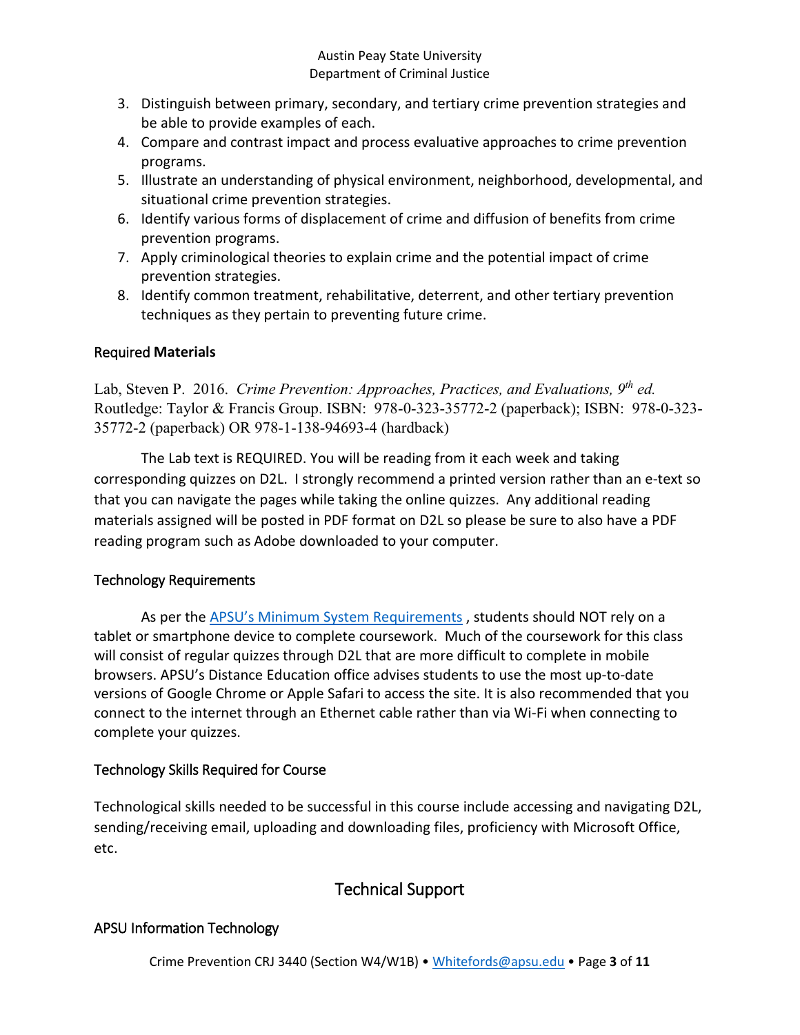3. Distinguish between primary, secondary, and tertiary crime prevention strategies and be able to provide examples of each.
4. Compare and contrast impact and process evaluative approaches to crime prevention programs.
5. Illustrate an understanding of physical environment, neighborhood, developmental, and situational crime prevention strategies.
6. Identify various forms of displacement of crime and diffusion of benefits from crime prevention programs.
7. Apply criminological theories to explain crime and the potential impact of crime prevention strategies.
8. Identify common treatment, rehabilitative, deterrent, and other tertiary prevention techniques as they pertain to preventing future crime.

### Required **Materials**

Lab, Steven P. 2016. *Crime Prevention: Approaches, Practices, and Evaluations, 9th ed.* Routledge: Taylor & Francis Group. ISBN: 978-0-323-35772-2 (paperback); ISBN: 978-0-323-35772-2 (paperback) OR 978-1-138-94693-4 (hardback)

The Lab text is REQUIRED. You will be reading from it each week and taking corresponding quizzes on D2L. I strongly recommend a printed version rather than an e-text so that you can navigate the pages while taking the online quizzes. Any additional reading materials assigned will be posted in PDF format on D2L so please be sure to also have a PDF reading program such as Adobe downloaded to your computer.

### Technology Requirements

As per the APSU's Minimum System Requirements , students should NOT rely on a tablet or smartphone device to complete coursework. Much of the coursework for this class will consist of regular quizzes through D2L that are more difficult to complete in mobile browsers. APSU's Distance Education office advises students to use the most up-to-date versions of Google Chrome or Apple Safari to access the site. It is also recommended that you connect to the internet through an Ethernet cable rather than via Wi-Fi when connecting to complete your quizzes.

### Technology Skills Required for Course

Technological skills needed to be successful in this course include accessing and navigating D2L, sending/receiving email, uploading and downloading files, proficiency with Microsoft Office, etc.

## Technical Support

### APSU Information Technology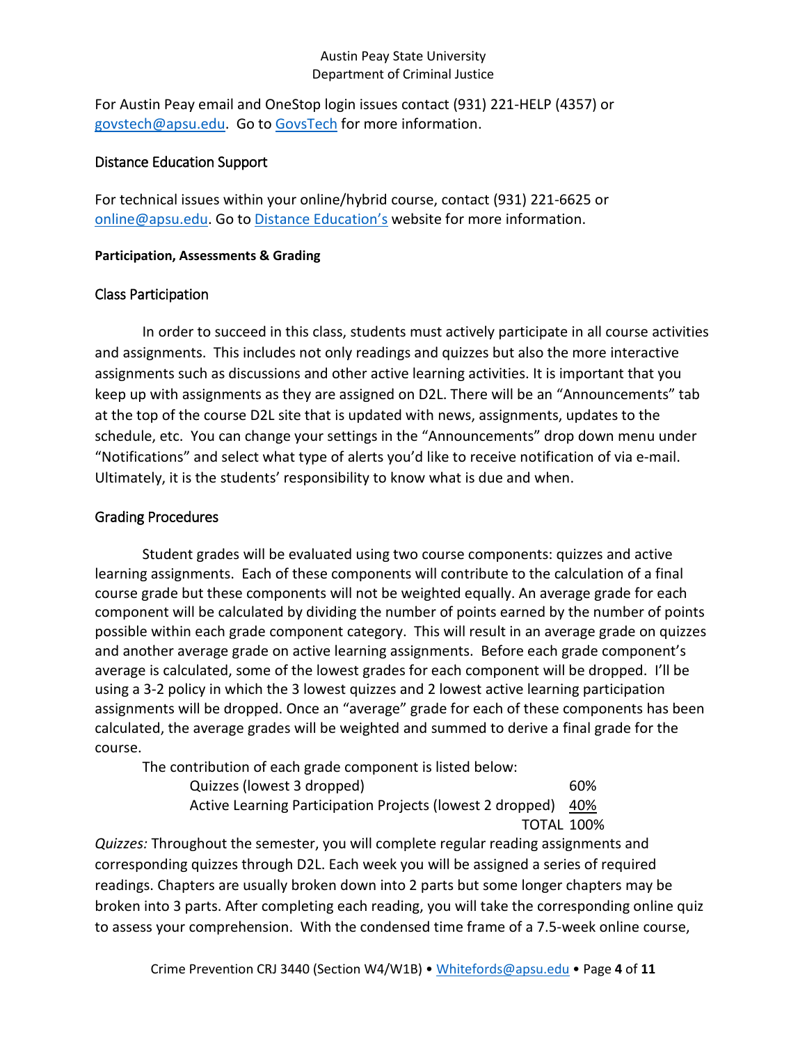For Austin Peay email and OneStop login issues contact (931) 221-HELP (4357) or govstech@apsu.edu. Go to GovsTech for more information.

## Distance Education Support

For technical issues within your online/hybrid course, contact (931) 221-6625 or online@apsu.edu. Go to Distance Education's website for more information.

### Participation, Assessments & Grading

## Class Participation

In order to succeed in this class, students must actively participate in all course activities and assignments. This includes not only readings and quizzes but also the more interactive assignments such as discussions and other active learning activities. It is important that you keep up with assignments as they are assigned on D2L. There will be an "Announcements" tab at the top of the course D2L site that is updated with news, assignments, updates to the schedule, etc. You can change your settings in the "Announcements" drop down menu under "Notifications" and select what type of alerts you'd like to receive notification of via e-mail. Ultimately, it is the students' responsibility to know what is due and when.

## Grading Procedures

Student grades will be evaluated using two course components: quizzes and active learning assignments. Each of these components will contribute to the calculation of a final course grade but these components will not be weighted equally. An average grade for each component will be calculated by dividing the number of points earned by the number of points possible within each grade component category. This will result in an average grade on quizzes and another average grade on active learning assignments. Before each grade component's average is calculated, some of the lowest grades for each component will be dropped. I'll be using a 3-2 policy in which the 3 lowest quizzes and 2 lowest active learning participation assignments will be dropped. Once an "average" grade for each of these components has been calculated, the average grades will be weighted and summed to derive a final grade for the course.

The contribution of each grade component is listed below:

| Component | Weight |
|---|---|
| Quizzes (lowest 3 dropped) | 60% |
| Active Learning Participation Projects (lowest 2 dropped) | 40% |
| TOTAL | 100% |

*Quizzes:* Throughout the semester, you will complete regular reading assignments and corresponding quizzes through D2L. Each week you will be assigned a series of required readings. Chapters are usually broken down into 2 parts but some longer chapters may be broken into 3 parts. After completing each reading, you will take the corresponding online quiz to assess your comprehension. With the condensed time frame of a 7.5-week online course,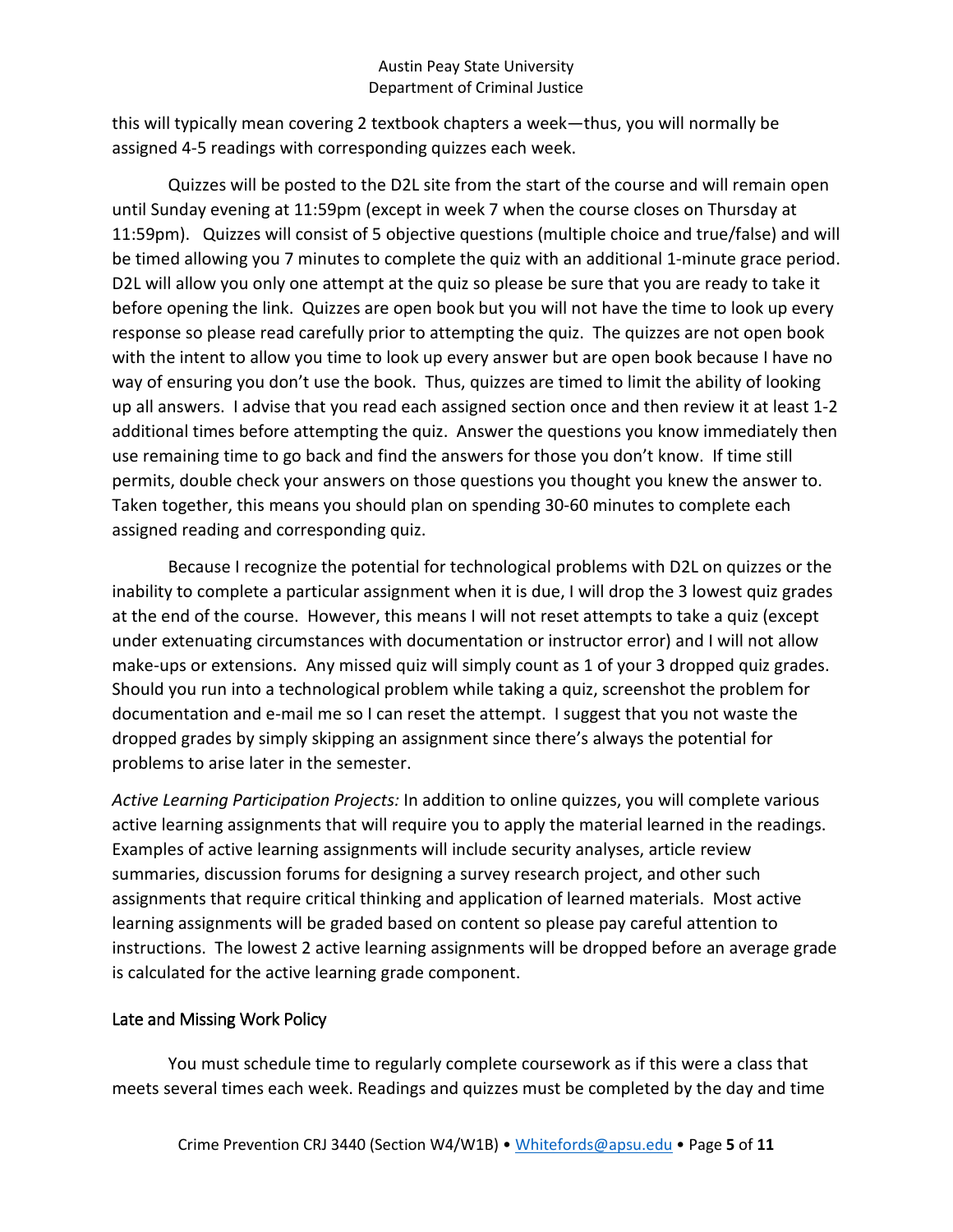this will typically mean covering 2 textbook chapters a week—thus, you will normally be assigned 4-5 readings with corresponding quizzes each week.

Quizzes will be posted to the D2L site from the start of the course and will remain open until Sunday evening at 11:59pm (except in week 7 when the course closes on Thursday at 11:59pm). Quizzes will consist of 5 objective questions (multiple choice and true/false) and will be timed allowing you 7 minutes to complete the quiz with an additional 1-minute grace period. D2L will allow you only one attempt at the quiz so please be sure that you are ready to take it before opening the link. Quizzes are open book but you will not have the time to look up every response so please read carefully prior to attempting the quiz. The quizzes are not open book with the intent to allow you time to look up every answer but are open book because I have no way of ensuring you don't use the book. Thus, quizzes are timed to limit the ability of looking up all answers. I advise that you read each assigned section once and then review it at least 1-2 additional times before attempting the quiz. Answer the questions you know immediately then use remaining time to go back and find the answers for those you don't know. If time still permits, double check your answers on those questions you thought you knew the answer to. Taken together, this means you should plan on spending 30-60 minutes to complete each assigned reading and corresponding quiz.

Because I recognize the potential for technological problems with D2L on quizzes or the inability to complete a particular assignment when it is due, I will drop the 3 lowest quiz grades at the end of the course. However, this means I will not reset attempts to take a quiz (except under extenuating circumstances with documentation or instructor error) and I will not allow make-ups or extensions. Any missed quiz will simply count as 1 of your 3 dropped quiz grades. Should you run into a technological problem while taking a quiz, screenshot the problem for documentation and e-mail me so I can reset the attempt. I suggest that you not waste the dropped grades by simply skipping an assignment since there's always the potential for problems to arise later in the semester.

*Active Learning Participation Projects:* In addition to online quizzes, you will complete various active learning assignments that will require you to apply the material learned in the readings. Examples of active learning assignments will include security analyses, article review summaries, discussion forums for designing a survey research project, and other such assignments that require critical thinking and application of learned materials. Most active learning assignments will be graded based on content so please pay careful attention to instructions. The lowest 2 active learning assignments will be dropped before an average grade is calculated for the active learning grade component.

## Late and Missing Work Policy

You must schedule time to regularly complete coursework as if this were a class that meets several times each week. Readings and quizzes must be completed by the day and time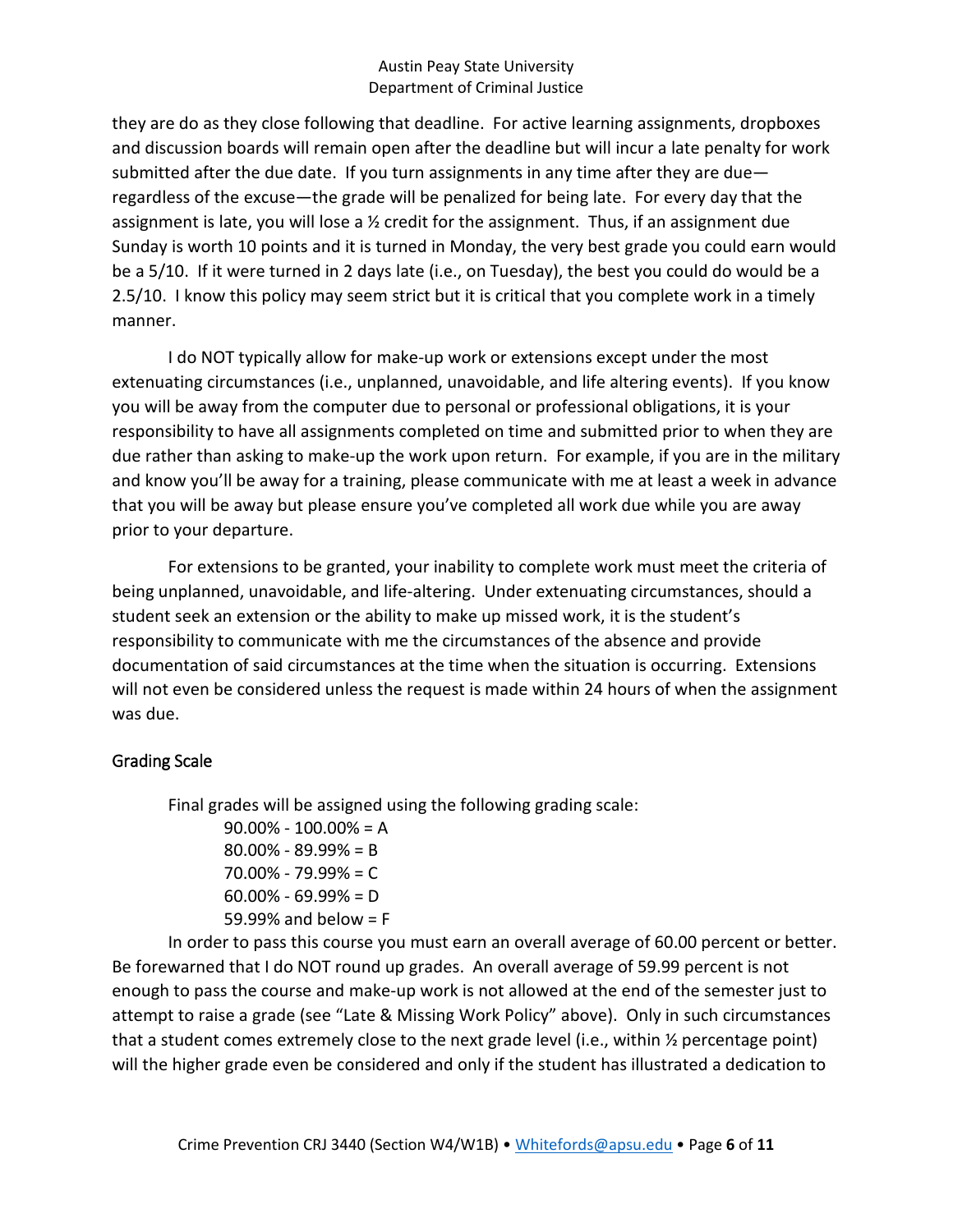they are do as they close following that deadline. For active learning assignments, dropboxes and discussion boards will remain open after the deadline but will incur a late penalty for work submitted after the due date. If you turn assignments in any time after they are due—regardless of the excuse—the grade will be penalized for being late. For every day that the assignment is late, you will lose a ½ credit for the assignment. Thus, if an assignment due Sunday is worth 10 points and it is turned in Monday, the very best grade you could earn would be a 5/10. If it were turned in 2 days late (i.e., on Tuesday), the best you could do would be a 2.5/10. I know this policy may seem strict but it is critical that you complete work in a timely manner.

I do NOT typically allow for make-up work or extensions except under the most extenuating circumstances (i.e., unplanned, unavoidable, and life altering events). If you know you will be away from the computer due to personal or professional obligations, it is your responsibility to have all assignments completed on time and submitted prior to when they are due rather than asking to make-up the work upon return. For example, if you are in the military and know you'll be away for a training, please communicate with me at least a week in advance that you will be away but please ensure you've completed all work due while you are away prior to your departure.

For extensions to be granted, your inability to complete work must meet the criteria of being unplanned, unavoidable, and life-altering. Under extenuating circumstances, should a student seek an extension or the ability to make up missed work, it is the student's responsibility to communicate with me the circumstances of the absence and provide documentation of said circumstances at the time when the situation is occurring. Extensions will not even be considered unless the request is made within 24 hours of when the assignment was due.

## Grading Scale

Final grades will be assigned using the following grading scale:

- 90.00% - 100.00% = A
- 80.00% - 89.99% = B
- 70.00% - 79.99% = C
- 60.00% - 69.99% = D
- 59.99% and below = F

In order to pass this course you must earn an overall average of 60.00 percent or better. Be forewarned that I do NOT round up grades. An overall average of 59.99 percent is not enough to pass the course and make-up work is not allowed at the end of the semester just to attempt to raise a grade (see "Late & Missing Work Policy" above). Only in such circumstances that a student comes extremely close to the next grade level (i.e., within ½ percentage point) will the higher grade even be considered and only if the student has illustrated a dedication to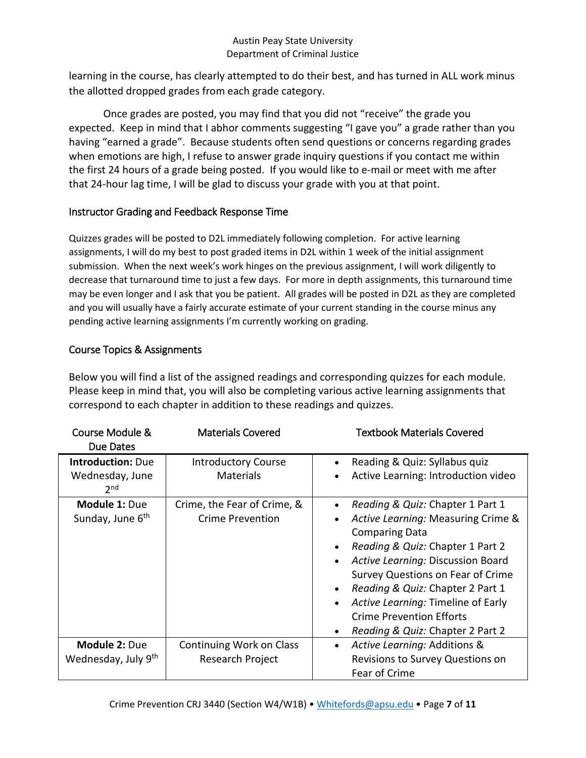learning in the course, has clearly attempted to do their best, and has turned in ALL work minus the allotted dropped grades from each grade category.

Once grades are posted, you may find that you did not "receive" the grade you expected. Keep in mind that I abhor comments suggesting "I gave you" a grade rather than you having "earned a grade". Because students often send questions or concerns regarding grades when emotions are high, I refuse to answer grade inquiry questions if you contact me within the first 24 hours of a grade being posted. If you would like to e-mail or meet with me after that 24-hour lag time, I will be glad to discuss your grade with you at that point.

## Instructor Grading and Feedback Response Time

Quizzes grades will be posted to D2L immediately following completion. For active learning assignments, I will do my best to post graded items in D2L within 1 week of the initial assignment submission. When the next week's work hinges on the previous assignment, I will work diligently to decrease that turnaround time to just a few days. For more in depth assignments, this turnaround time may be even longer and I ask that you be patient. All grades will be posted in D2L as they are completed and you will usually have a fairly accurate estimate of your current standing in the course minus any pending active learning assignments I'm currently working on grading.

## Course Topics & Assignments

Below you will find a list of the assigned readings and corresponding quizzes for each module. Please keep in mind that, you will also be completing various active learning assignments that correspond to each chapter in addition to these readings and quizzes.

| Course Module & Due Dates | Materials Covered | Textbook Materials Covered |
|---|---|---|
| **Introduction:** Due Wednesday, June 2nd | Introductory Course Materials | • Reading & Quiz: Syllabus quiz<br>• Active Learning: Introduction video |
| **Module 1:** Due Sunday, June 6th | Crime, the Fear of Crime, & Crime Prevention | • *Reading & Quiz:* Chapter 1 Part 1<br>• *Active Learning:* Measuring Crime & Comparing Data<br>• *Reading & Quiz:* Chapter 1 Part 2<br>• *Active Learning:* Discussion Board Survey Questions on Fear of Crime<br>• *Reading & Quiz:* Chapter 2 Part 1<br>• *Active Learning:* Timeline of Early Crime Prevention Efforts<br>• *Reading & Quiz:* Chapter 2 Part 2 |
| **Module 2:** Due Wednesday, July 9th | Continuing Work on Class Research Project | • *Active Learning:* Additions & Revisions to Survey Questions on Fear of Crime |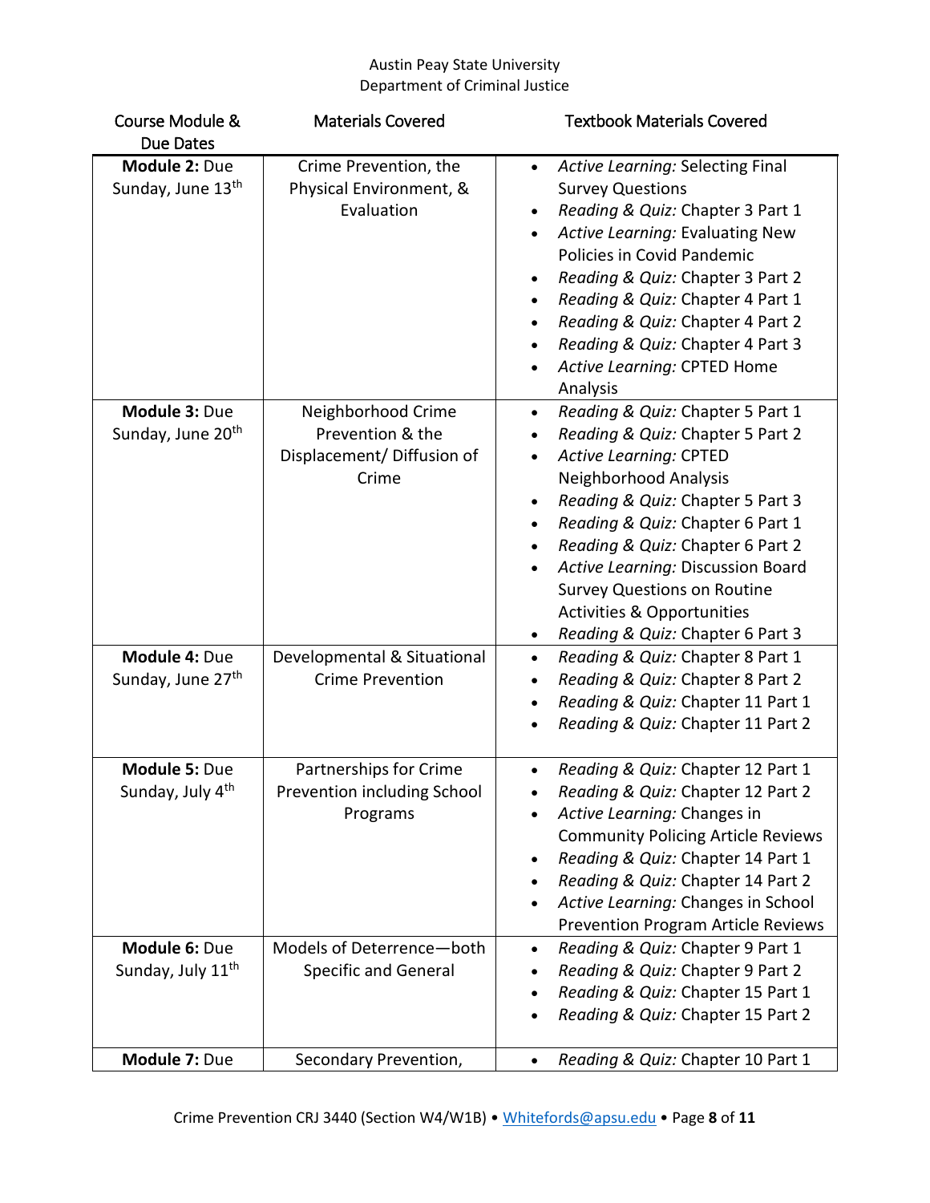| Course Module & Due Dates | Materials Covered | Textbook Materials Covered |
|---|---|---|
| **Module 2:** Due Sunday, June 13th | Crime Prevention, the Physical Environment, & Evaluation | • *Active Learning:* Selecting Final Survey Questions<br>• *Reading & Quiz:* Chapter 3 Part 1<br>• *Active Learning:* Evaluating New Policies in Covid Pandemic<br>• *Reading & Quiz:* Chapter 3 Part 2<br>• *Reading & Quiz:* Chapter 4 Part 1<br>• *Reading & Quiz:* Chapter 4 Part 2<br>• *Reading & Quiz:* Chapter 4 Part 3<br>• *Active Learning:* CPTED Home Analysis |
| **Module 3:** Due Sunday, June 20th | Neighborhood Crime Prevention & the Displacement/ Diffusion of Crime | • *Reading & Quiz:* Chapter 5 Part 1<br>• *Reading & Quiz:* Chapter 5 Part 2<br>• *Active Learning:* CPTED Neighborhood Analysis<br>• *Reading & Quiz:* Chapter 5 Part 3<br>• *Reading & Quiz:* Chapter 6 Part 1<br>• *Reading & Quiz:* Chapter 6 Part 2<br>• *Active Learning:* Discussion Board Survey Questions on Routine Activities & Opportunities<br>• *Reading & Quiz:* Chapter 6 Part 3 |
| **Module 4:** Due Sunday, June 27th | Developmental & Situational Crime Prevention | • *Reading & Quiz:* Chapter 8 Part 1<br>• *Reading & Quiz:* Chapter 8 Part 2<br>• *Reading & Quiz:* Chapter 11 Part 1<br>• *Reading & Quiz:* Chapter 11 Part 2 |
| **Module 5:** Due Sunday, July 4th | Partnerships for Crime Prevention including School Programs | • *Reading & Quiz:* Chapter 12 Part 1<br>• *Reading & Quiz:* Chapter 12 Part 2<br>• *Active Learning:* Changes in Community Policing Article Reviews<br>• *Reading & Quiz:* Chapter 14 Part 1<br>• *Reading & Quiz:* Chapter 14 Part 2<br>• *Active Learning:* Changes in School Prevention Program Article Reviews |
| **Module 6:** Due Sunday, July 11th | Models of Deterrence—both Specific and General | • *Reading & Quiz:* Chapter 9 Part 1<br>• *Reading & Quiz:* Chapter 9 Part 2<br>• *Reading & Quiz:* Chapter 15 Part 1<br>• *Reading & Quiz:* Chapter 15 Part 2 |
| **Module 7:** Due | Secondary Prevention, | • *Reading & Quiz:* Chapter 10 Part 1 |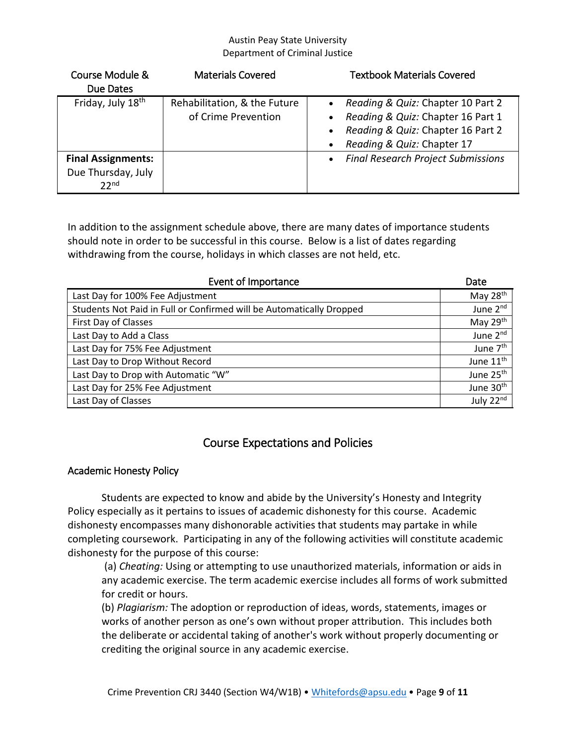Austin Peay State University
Department of Criminal Justice

| Course Module & Due Dates | Materials Covered | Textbook Materials Covered |
|---|---|---|
| Friday, July 18th | Rehabilitation, & the Future of Crime Prevention | • *Reading & Quiz:* Chapter 10 Part 2<br>• *Reading & Quiz:* Chapter 16 Part 1<br>• *Reading & Quiz:* Chapter 16 Part 2<br>• *Reading & Quiz:* Chapter 17 |
| **Final Assignments:** Due Thursday, July 22nd | | • *Final Research Project Submissions* |

In addition to the assignment schedule above, there are many dates of importance students should note in order to be successful in this course. Below is a list of dates regarding withdrawing from the course, holidays in which classes are not held, etc.

| Event of Importance | Date |
|---|---|
| Last Day for 100% Fee Adjustment | May 28th |
| Students Not Paid in Full or Confirmed will be Automatically Dropped | June 2nd |
| First Day of Classes | May 29th |
| Last Day to Add a Class | June 2nd |
| Last Day for 75% Fee Adjustment | June 7th |
| Last Day to Drop Without Record | June 11th |
| Last Day to Drop with Automatic "W" | June 25th |
| Last Day for 25% Fee Adjustment | June 30th |
| Last Day of Classes | July 22nd |

## Course Expectations and Policies

### Academic Honesty Policy

Students are expected to know and abide by the University's Honesty and Integrity Policy especially as it pertains to issues of academic dishonesty for this course. Academic dishonesty encompasses many dishonorable activities that students may partake in while completing coursework. Participating in any of the following activities will constitute academic dishonesty for the purpose of this course:

(a) *Cheating:* Using or attempting to use unauthorized materials, information or aids in any academic exercise. The term academic exercise includes all forms of work submitted for credit or hours.

(b) *Plagiarism:* The adoption or reproduction of ideas, words, statements, images or works of another person as one's own without proper attribution. This includes both the deliberate or accidental taking of another's work without properly documenting or crediting the original source in any academic exercise.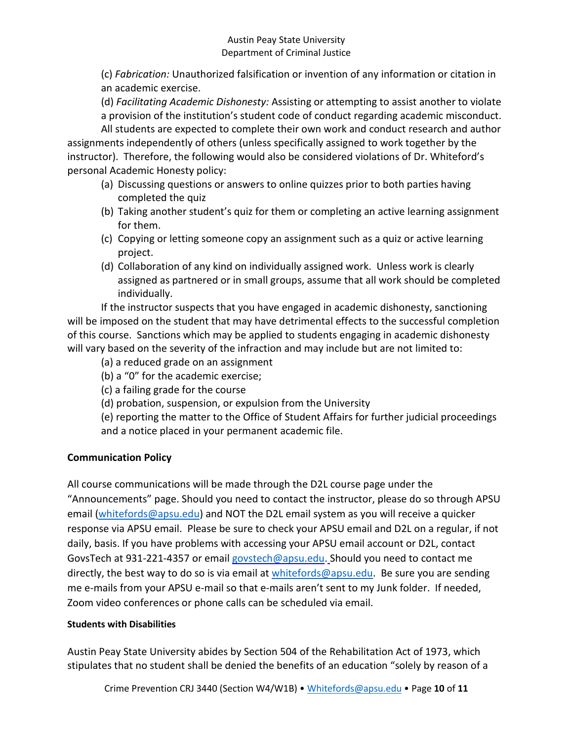(c) *Fabrication:* Unauthorized falsification or invention of any information or citation in an academic exercise.

(d) *Facilitating Academic Dishonesty:* Assisting or attempting to assist another to violate a provision of the institution's student code of conduct regarding academic misconduct.

All students are expected to complete their own work and conduct research and author assignments independently of others (unless specifically assigned to work together by the instructor). Therefore, the following would also be considered violations of Dr. Whiteford's personal Academic Honesty policy:

(a) Discussing questions or answers to online quizzes prior to both parties having completed the quiz

(b) Taking another student's quiz for them or completing an active learning assignment for them.

(c) Copying or letting someone copy an assignment such as a quiz or active learning project.

(d) Collaboration of any kind on individually assigned work. Unless work is clearly assigned as partnered or in small groups, assume that all work should be completed individually.

If the instructor suspects that you have engaged in academic dishonesty, sanctioning will be imposed on the student that may have detrimental effects to the successful completion of this course. Sanctions which may be applied to students engaging in academic dishonesty will vary based on the severity of the infraction and may include but are not limited to:

(a) a reduced grade on an assignment

(b) a "0" for the academic exercise;

(c) a failing grade for the course

(d) probation, suspension, or expulsion from the University

(e) reporting the matter to the Office of Student Affairs for further judicial proceedings and a notice placed in your permanent academic file.

**Communication Policy**

All course communications will be made through the D2L course page under the "Announcements" page. Should you need to contact the instructor, please do so through APSU email (whitefords@apsu.edu) and NOT the D2L email system as you will receive a quicker response via APSU email. Please be sure to check your APSU email and D2L on a regular, if not daily, basis. If you have problems with accessing your APSU email account or D2L, contact GovsTech at 931-221-4357 or email govstech@apsu.edu. Should you need to contact me directly, the best way to do so is via email at whitefords@apsu.edu. Be sure you are sending me e-mails from your APSU e-mail so that e-mails aren't sent to my Junk folder. If needed, Zoom video conferences or phone calls can be scheduled via email.

**Students with Disabilities**

Austin Peay State University abides by Section 504 of the Rehabilitation Act of 1973, which stipulates that no student shall be denied the benefits of an education "solely by reason of a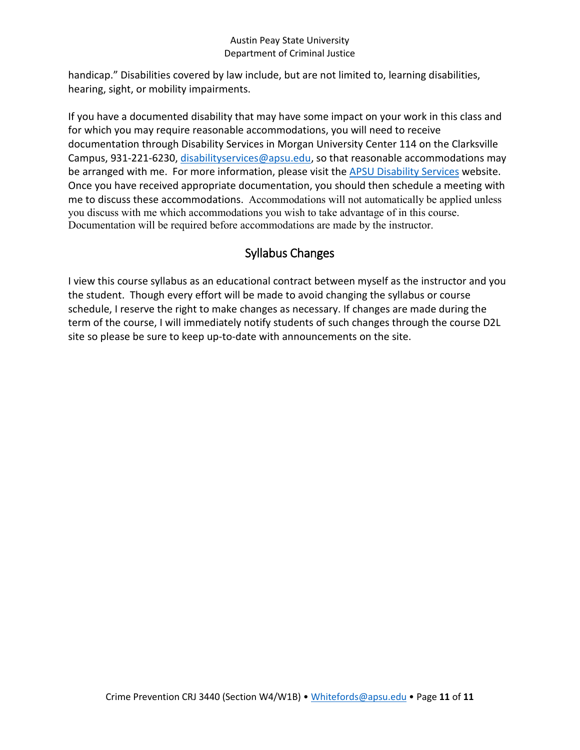handicap." Disabilities covered by law include, but are not limited to, learning disabilities, hearing, sight, or mobility impairments.

If you have a documented disability that may have some impact on your work in this class and for which you may require reasonable accommodations, you will need to receive documentation through Disability Services in Morgan University Center 114 on the Clarksville Campus, 931-221-6230, [disabilityservices@apsu.edu](mailto:disabilityservices@apsu.edu), so that reasonable accommodations may be arranged with me. For more information, please visit the APSU Disability Services website. Once you have received appropriate documentation, you should then schedule a meeting with me to discuss these accommodations. Accommodations will not automatically be applied unless you discuss with me which accommodations you wish to take advantage of in this course. Documentation will be required before accommodations are made by the instructor.

## Syllabus Changes

I view this course syllabus as an educational contract between myself as the instructor and you the student. Though every effort will be made to avoid changing the syllabus or course schedule, I reserve the right to make changes as necessary. If changes are made during the term of the course, I will immediately notify students of such changes through the course D2L site so please be sure to keep up-to-date with announcements on the site.